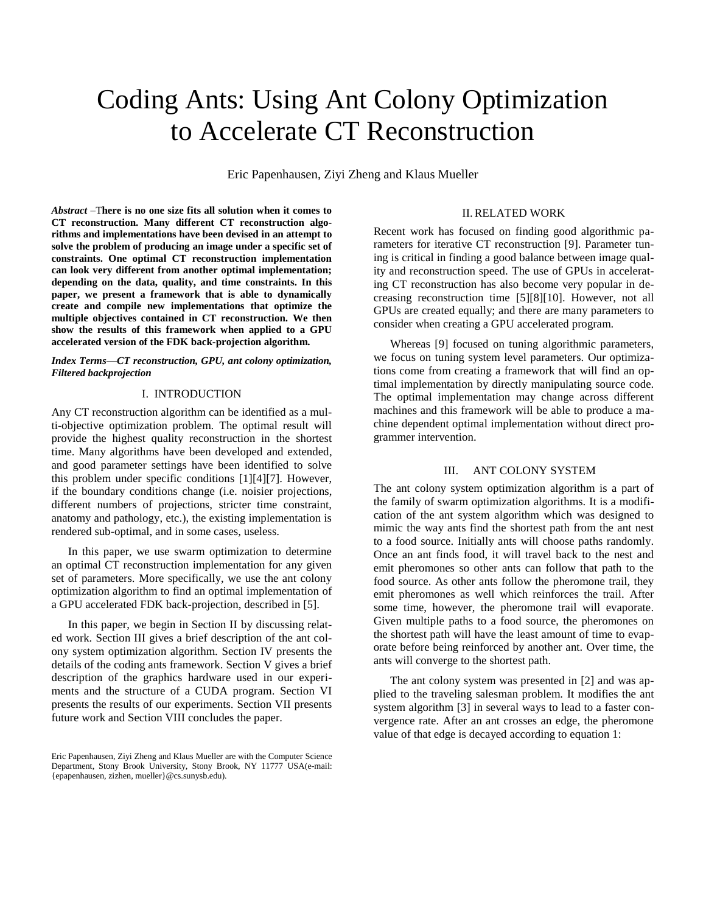# Coding Ants: Using Ant Colony Optimization to Accelerate CT Reconstruction

Eric Papenhausen, Ziyi Zheng and Klaus Mueller

***Abstract*** –**There is no one size fits all solution when it comes to CT reconstruction. Many different CT reconstruction algorithms and implementations have been devised in an attempt to solve the problem of producing an image under a specific set of constraints. One optimal CT reconstruction implementation can look very different from another optimal implementation; depending on the data, quality, and time constraints. In this paper, we present a framework that is able to dynamically create and compile new implementations that optimize the multiple objectives contained in CT reconstruction. We then show the results of this framework when applied to a GPU accelerated version of the FDK back-projection algorithm.**

***Index Terms—CT reconstruction, GPU, ant colony optimization, Filtered backprojection***

## I. INTRODUCTION

Any CT reconstruction algorithm can be identified as a multi-objective optimization problem. The optimal result will provide the highest quality reconstruction in the shortest time. Many algorithms have been developed and extended, and good parameter settings have been identified to solve this problem under specific conditions [1][4][7]. However, if the boundary conditions change (i.e. noisier projections, different numbers of projections, stricter time constraint, anatomy and pathology, etc.), the existing implementation is rendered sub-optimal, and in some cases, useless.

In this paper, we use swarm optimization to determine an optimal CT reconstruction implementation for any given set of parameters. More specifically, we use the ant colony optimization algorithm to find an optimal implementation of a GPU accelerated FDK back-projection, described in [5].

In this paper, we begin in Section II by discussing related work. Section III gives a brief description of the ant colony system optimization algorithm. Section IV presents the details of the coding ants framework. Section V gives a brief description of the graphics hardware used in our experiments and the structure of a CUDA program. Section VI presents the results of our experiments. Section VII presents future work and Section VIII concludes the paper.

Eric Papenhausen, Ziyi Zheng and Klaus Mueller are with the Computer Science Department, Stony Brook University, Stony Brook, NY 11777 USA(e-mail: {epapenhausen, zizhen, mueller}@cs.sunysb.edu).

## II. RELATED WORK

Recent work has focused on finding good algorithmic parameters for iterative CT reconstruction [9]. Parameter tuning is critical in finding a good balance between image quality and reconstruction speed. The use of GPUs in accelerating CT reconstruction has also become very popular in decreasing reconstruction time [5][8][10]. However, not all GPUs are created equally; and there are many parameters to consider when creating a GPU accelerated program.

Whereas [9] focused on tuning algorithmic parameters, we focus on tuning system level parameters. Our optimizations come from creating a framework that will find an optimal implementation by directly manipulating source code. The optimal implementation may change across different machines and this framework will be able to produce a machine dependent optimal implementation without direct programmer intervention.

## III. ANT COLONY SYSTEM

The ant colony system optimization algorithm is a part of the family of swarm optimization algorithms. It is a modification of the ant system algorithm which was designed to mimic the way ants find the shortest path from the ant nest to a food source. Initially ants will choose paths randomly. Once an ant finds food, it will travel back to the nest and emit pheromones so other ants can follow that path to the food source. As other ants follow the pheromone trail, they emit pheromones as well which reinforces the trail. After some time, however, the pheromone trail will evaporate. Given multiple paths to a food source, the pheromones on the shortest path will have the least amount of time to evaporate before being reinforced by another ant. Over time, the ants will converge to the shortest path.

The ant colony system was presented in [2] and was applied to the traveling salesman problem. It modifies the ant system algorithm [3] in several ways to lead to a faster convergence rate. After an ant crosses an edge, the pheromone value of that edge is decayed according to equation 1: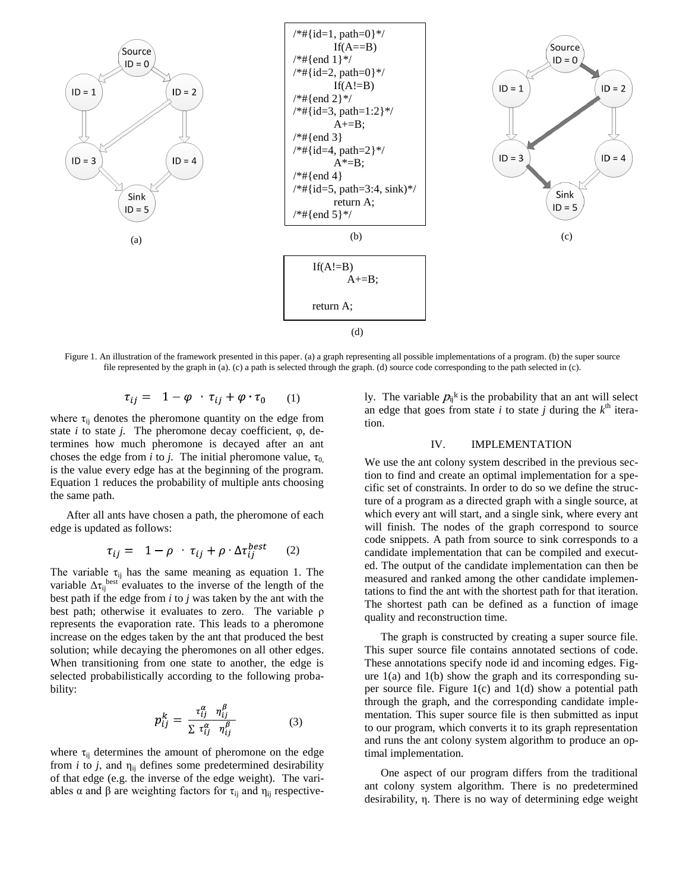```
/*#{id=1, path=0}*/
        If(A==B)
/*#{end 1}*/
/*#{id=2, path=0}*/
        If(A!=B)
/*#{end 2}*/
/*#{id=3, path=1:2}*/
        A+=B;
/*#{end 3}
/*#{id=4, path=2}*/
        A*=B;
/*#{end 4}
/*#{id=5, path=3:4, sink)*/
        return A;
/*#{end 5}*/
```

(b)

```
If(A!=B)
        A+=B;

return A;
```

(d)

Figure 1. An illustration of the framework presented in this paper. (a) a graph representing all possible implementations of a program. (b) the super source file represented by the graph in (a). (c) a path is selected through the graph. (d) source code corresponding to the path selected in (c).

$$\tau_{ij} = (1 - \varphi) \cdot \tau_{ij} + \varphi \cdot \tau_0 \qquad (1)$$

where $\tau_{ij}$ denotes the pheromone quantity on the edge from state *i* to state *j*. The pheromone decay coefficient, $\varphi$, determines how much pheromone is decayed after an ant choses the edge from *i* to *j*. The initial pheromone value, $\tau_0$, is the value every edge has at the beginning of the program. Equation 1 reduces the probability of multiple ants choosing the same path.

After all ants have chosen a path, the pheromone of each edge is updated as follows:

$$\tau_{ij} = (1 - \rho) \cdot \tau_{ij} + \rho \cdot \Delta\tau_{ij}^{best} \qquad (2)$$

The variable $\tau_{ij}$ has the same meaning as equation 1. The variable $\Delta\tau_{ij}^{best}$ evaluates to the inverse of the length of the best path if the edge from *i* to *j* was taken by the ant with the best path; otherwise it evaluates to zero. The variable $\rho$ represents the evaporation rate. This leads to a pheromone increase on the edges taken by the ant that produced the best solution; while decaying the pheromones on all other edges. When transitioning from one state to another, the edge is selected probabilistically according to the following probability:

$$p_{ij}^{k} = \frac{\tau_{ij}^{\alpha} \quad \eta_{ij}^{\beta}}{\sum \tau_{ij}^{\alpha} \quad \eta_{ij}^{\beta}} \qquad (3)$$

where $\tau_{ij}$ determines the amount of pheromone on the edge from *i* to *j*, and $\eta_{ij}$ defines some predetermined desirability of that edge (e.g. the inverse of the edge weight). The variables $\alpha$ and $\beta$ are weighting factors for $\tau_{ij}$ and $\eta_{ij}$ respectively. The variable $p_{ij}^{k}$ is the probability that an ant will select an edge that goes from state *i* to state *j* during the $k^{th}$ iteration.

## IV. IMPLEMENTATION

We use the ant colony system described in the previous section to find and create an optimal implementation for a specific set of constraints. In order to do so we define the structure of a program as a directed graph with a single source, at which every ant will start, and a single sink, where every ant will finish. The nodes of the graph correspond to source code snippets. A path from source to sink corresponds to a candidate implementation that can be compiled and executed. The output of the candidate implementation can then be measured and ranked among the other candidate implementations to find the ant with the shortest path for that iteration. The shortest path can be defined as a function of image quality and reconstruction time.

The graph is constructed by creating a super source file. This super source file contains annotated sections of code. These annotations specify node id and incoming edges. Figure 1(a) and 1(b) show the graph and its corresponding super source file. Figure 1(c) and 1(d) show a potential path through the graph, and the corresponding candidate implementation. This super source file is then submitted as input to our program, which converts it to its graph representation and runs the ant colony system algorithm to produce an optimal implementation.

One aspect of our program differs from the traditional ant colony system algorithm. There is no predetermined desirability, $\eta$. There is no way of determining edge weight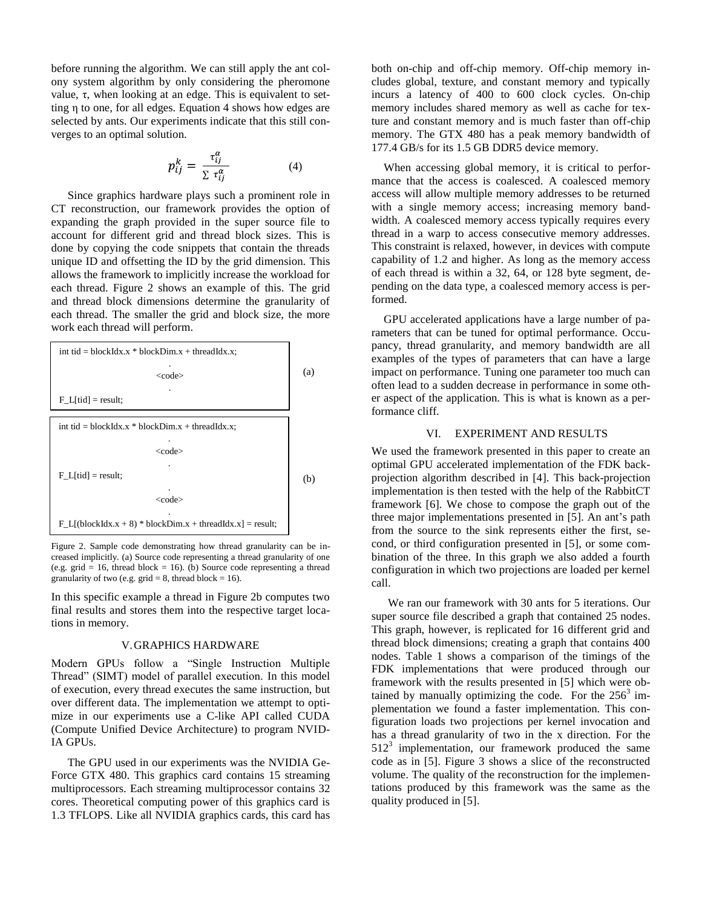before running the algorithm. We can still apply the ant colony system algorithm by only considering the pheromone value, τ, when looking at an edge. This is equivalent to setting η to one, for all edges. Equation 4 shows how edges are selected by ants. Our experiments indicate that this still converges to an optimal solution.

$$p_{ij}^{k} = \frac{\tau_{ij}^{\alpha}}{\sum \tau_{ij}^{\alpha}} \qquad (4)$$

Since graphics hardware plays such a prominent role in CT reconstruction, our framework provides the option of expanding the graph provided in the super source file to account for different grid and thread block sizes. This is done by copying the code snippets that contain the threads unique ID and offsetting the ID by the grid dimension. This allows the framework to implicitly increase the workload for each thread. Figure 2 shows an example of this. The grid and thread block dimensions determine the granularity of each thread. The smaller the grid and block size, the more work each thread will perform.

(a)

```
int tid = blockIdx.x * blockDim.x + threadIdx.x;
.
<code>
.
F_L[tid] = result;
```

(b)

```
int tid = blockIdx.x * blockDim.x + threadIdx.x;
.
<code>
.
F_L[tid] = result;
.
<code>
.
F_L[(blockIdx.x + 8) * blockDim.x + threadIdx.x] = result;
```

Figure 2. Sample code demonstrating how thread granularity can be increased implicitly. (a) Source code representing a thread granularity of one (e.g. grid = 16, thread block = 16). (b) Source code representing a thread granularity of two (e.g. grid = 8, thread block = 16).

In this specific example a thread in Figure 2b computes two final results and stores them into the respective target locations in memory.

## V. GRAPHICS HARDWARE

Modern GPUs follow a "Single Instruction Multiple Thread" (SIMT) model of parallel execution. In this model of execution, every thread executes the same instruction, but over different data. The implementation we attempt to optimize in our experiments use a C-like API called CUDA (Compute Unified Device Architecture) to program NVIDIA GPUs.

The GPU used in our experiments was the NVIDIA GeForce GTX 480. This graphics card contains 15 streaming multiprocessors. Each streaming multiprocessor contains 32 cores. Theoretical computing power of this graphics card is 1.3 TFLOPS. Like all NVIDIA graphics cards, this card has both on-chip and off-chip memory. Off-chip memory includes global, texture, and constant memory and typically incurs a latency of 400 to 600 clock cycles. On-chip memory includes shared memory as well as cache for texture and constant memory and is much faster than off-chip memory. The GTX 480 has a peak memory bandwidth of 177.4 GB/s for its 1.5 GB DDR5 device memory.

When accessing global memory, it is critical to performance that the access is coalesced. A coalesced memory access will allow multiple memory addresses to be returned with a single memory access; increasing memory bandwidth. A coalesced memory access typically requires every thread in a warp to access consecutive memory addresses. This constraint is relaxed, however, in devices with compute capability of 1.2 and higher. As long as the memory access of each thread is within a 32, 64, or 128 byte segment, depending on the data type, a coalesced memory access is performed.

GPU accelerated applications have a large number of parameters that can be tuned for optimal performance. Occupancy, thread granularity, and memory bandwidth are all examples of the types of parameters that can have a large impact on performance. Tuning one parameter too much can often lead to a sudden decrease in performance in some other aspect of the application. This is what is known as a performance cliff.

## VI. EXPERIMENT AND RESULTS

We used the framework presented in this paper to create an optimal GPU accelerated implementation of the FDK back-projection algorithm described in [4]. This back-projection implementation is then tested with the help of the RabbitCT framework [6]. We chose to compose the graph out of the three major implementations presented in [5]. An ant's path from the source to the sink represents either the first, second, or third configuration presented in [5], or some combination of the three. In this graph we also added a fourth configuration in which two projections are loaded per kernel call.

We ran our framework with 30 ants for 5 iterations. Our super source file described a graph that contained 25 nodes. This graph, however, is replicated for 16 different grid and thread block dimensions; creating a graph that contains 400 nodes. Table 1 shows a comparison of the timings of the FDK implementations that were produced through our framework with the results presented in [5] which were obtained by manually optimizing the code. For the $256^3$ implementation we found a faster implementation. This configuration loads two projections per kernel invocation and has a thread granularity of two in the x direction. For the $512^3$ implementation, our framework produced the same code as in [5]. Figure 3 shows a slice of the reconstructed volume. The quality of the reconstruction for the implementations produced by this framework was the same as the quality produced in [5].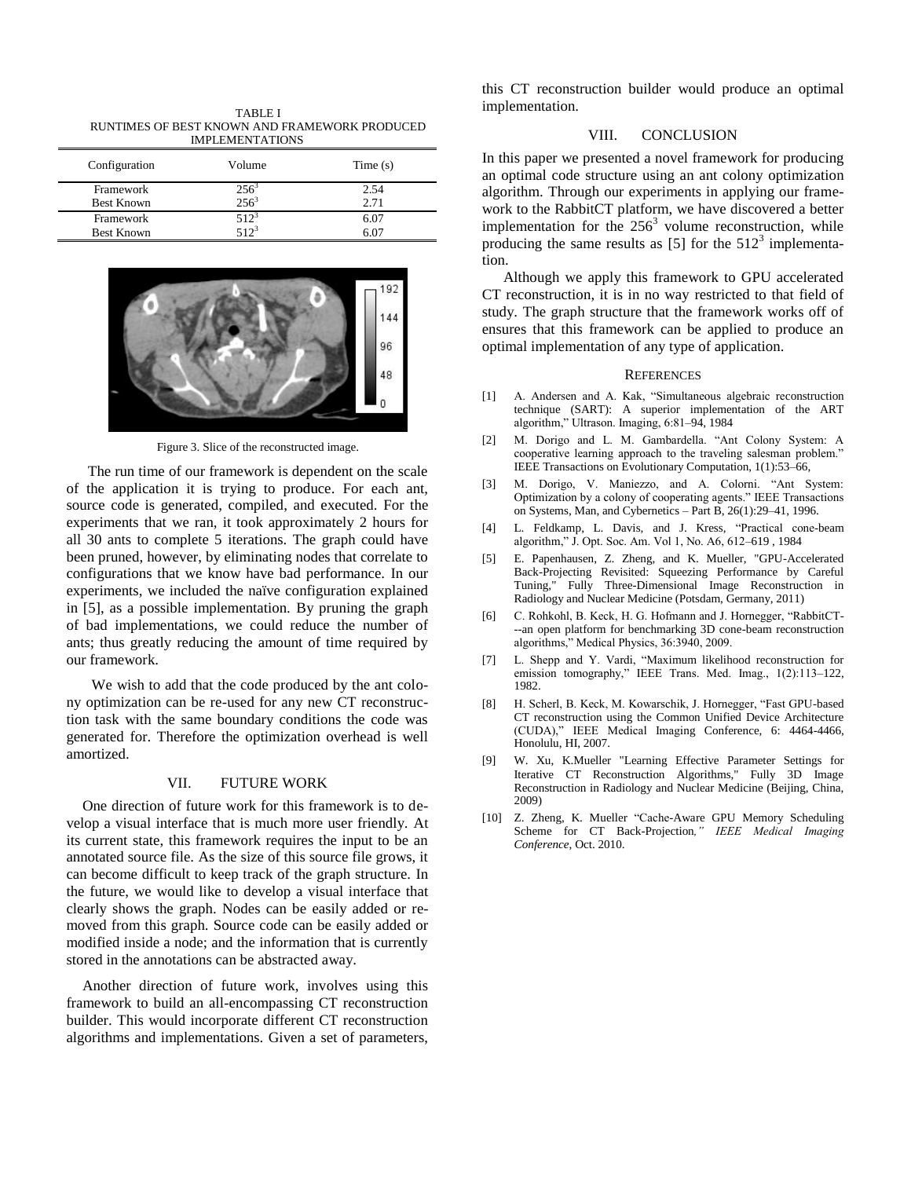TABLE I
RUNTIMES OF BEST KNOWN AND FRAMEWORK PRODUCED IMPLEMENTATIONS

| Configuration | Volume | Time (s) |
|---|---|---|
| Framework | $256^3$ | 2.54 |
| Best Known | $256^3$ | 2.71 |
| Framework | $512^3$ | 6.07 |
| Best Known | $512^3$ | 6.07 |

192
144
96
48
0

Figure 3. Slice of the reconstructed image.

The run time of our framework is dependent on the scale of the application it is trying to produce. For each ant, source code is generated, compiled, and executed. For the experiments that we ran, it took approximately 2 hours for all 30 ants to complete 5 iterations. The graph could have been pruned, however, by eliminating nodes that correlate to configurations that we know have bad performance. In our experiments, we included the naïve configuration explained in [5], as a possible implementation. By pruning the graph of bad implementations, we could reduce the number of ants; thus greatly reducing the amount of time required by our framework.

We wish to add that the code produced by the ant colony optimization can be re-used for any new CT reconstruction task with the same boundary conditions the code was generated for. Therefore the optimization overhead is well amortized.

## VII. FUTURE WORK

One direction of future work for this framework is to develop a visual interface that is much more user friendly. At its current state, this framework requires the input to be an annotated source file. As the size of this source file grows, it can become difficult to keep track of the graph structure. In the future, we would like to develop a visual interface that clearly shows the graph. Nodes can be easily added or removed from this graph. Source code can be easily added or modified inside a node; and the information that is currently stored in the annotations can be abstracted away.

Another direction of future work, involves using this framework to build an all-encompassing CT reconstruction builder. This would incorporate different CT reconstruction algorithms and implementations. Given a set of parameters, this CT reconstruction builder would produce an optimal implementation.

## VIII. CONCLUSION

In this paper we presented a novel framework for producing an optimal code structure using an ant colony optimization algorithm. Through our experiments in applying our framework to the RabbitCT platform, we have discovered a better implementation for the $256^3$ volume reconstruction, while producing the same results as [5] for the $512^3$ implementation.

Although we apply this framework to GPU accelerated CT reconstruction, it is in no way restricted to that field of study. The graph structure that the framework works off of ensures that this framework can be applied to produce an optimal implementation of any type of application.

## REFERENCES

[1] A. Andersen and A. Kak, "Simultaneous algebraic reconstruction technique (SART): A superior implementation of the ART algorithm," Ultrason. Imaging, 6:81–94, 1984

[2] M. Dorigo and L. M. Gambardella. "Ant Colony System: A cooperative learning approach to the traveling salesman problem." IEEE Transactions on Evolutionary Computation, 1(1):53–66,

[3] M. Dorigo, V. Maniezzo, and A. Colorni. "Ant System: Optimization by a colony of cooperating agents." IEEE Transactions on Systems, Man, and Cybernetics – Part B, 26(1):29–41, 1996.

[4] L. Feldkamp, L. Davis, and J. Kress, "Practical cone-beam algorithm," J. Opt. Soc. Am. Vol 1, No. A6, 612–619 , 1984

[5] E. Papenhausen, Z. Zheng, and K. Mueller, "GPU-Accelerated Back-Projecting Revisited: Squeezing Performance by Careful Tuning," Fully Three-Dimensional Image Reconstruction in Radiology and Nuclear Medicine (Potsdam, Germany, 2011)

[6] C. Rohkohl, B. Keck, H. G. Hofmann and J. Hornegger, "RabbitCT---an open platform for benchmarking 3D cone-beam reconstruction algorithms," Medical Physics, 36:3940, 2009.

[7] L. Shepp and Y. Vardi, "Maximum likelihood reconstruction for emission tomography," IEEE Trans. Med. Imag., 1(2):113–122, 1982.

[8] H. Scherl, B. Keck, M. Kowarschik, J. Hornegger, "Fast GPU-based CT reconstruction using the Common Unified Device Architecture (CUDA)," IEEE Medical Imaging Conference, 6: 4464-4466, Honolulu, HI, 2007.

[9] W. Xu, K.Mueller "Learning Effective Parameter Settings for Iterative CT Reconstruction Algorithms," Fully 3D Image Reconstruction in Radiology and Nuclear Medicine (Beijing, China, 2009)

[10] Z. Zheng, K. Mueller "Cache-Aware GPU Memory Scheduling Scheme for CT Back-Projection*," IEEE Medical Imaging Conference*, Oct. 2010.